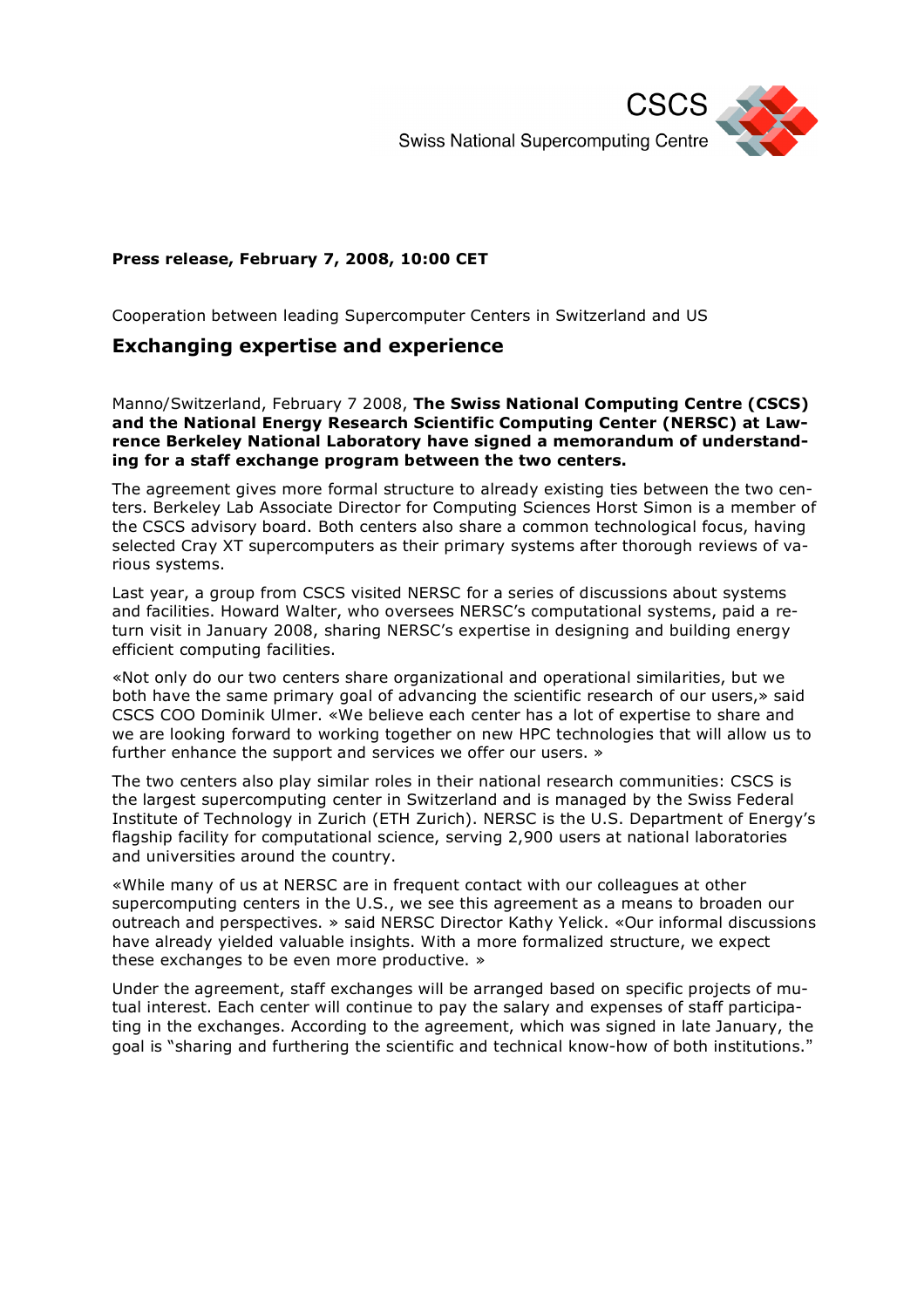CSCS
Swiss National Supercomputing Centre

**Press release, February 7, 2008, 10:00 CET**

Cooperation between leading Supercomputer Centers in Switzerland and US

## Exchanging expertise and experience

Manno/Switzerland, February 7 2008, **The Swiss National Computing Centre (CSCS) and the National Energy Research Scientific Computing Center (NERSC) at Lawrence Berkeley National Laboratory have signed a memorandum of understanding for a staff exchange program between the two centers.**

The agreement gives more formal structure to already existing ties between the two centers. Berkeley Lab Associate Director for Computing Sciences Horst Simon is a member of the CSCS advisory board. Both centers also share a common technological focus, having selected Cray XT supercomputers as their primary systems after thorough reviews of various systems.

Last year, a group from CSCS visited NERSC for a series of discussions about systems and facilities. Howard Walter, who oversees NERSC's computational systems, paid a return visit in January 2008, sharing NERSC's expertise in designing and building energy efficient computing facilities.

«Not only do our two centers share organizational and operational similarities, but we both have the same primary goal of advancing the scientific research of our users,» said CSCS COO Dominik Ulmer. «We believe each center has a lot of expertise to share and we are looking forward to working together on new HPC technologies that will allow us to further enhance the support and services we offer our users. »

The two centers also play similar roles in their national research communities: CSCS is the largest supercomputing center in Switzerland and is managed by the Swiss Federal Institute of Technology in Zurich (ETH Zurich). NERSC is the U.S. Department of Energy's flagship facility for computational science, serving 2,900 users at national laboratories and universities around the country.

«While many of us at NERSC are in frequent contact with our colleagues at other supercomputing centers in the U.S., we see this agreement as a means to broaden our outreach and perspectives. » said NERSC Director Kathy Yelick. «Our informal discussions have already yielded valuable insights. With a more formalized structure, we expect these exchanges to be even more productive. »

Under the agreement, staff exchanges will be arranged based on specific projects of mutual interest. Each center will continue to pay the salary and expenses of staff participating in the exchanges. According to the agreement, which was signed in late January, the goal is "sharing and furthering the scientific and technical know-how of both institutions."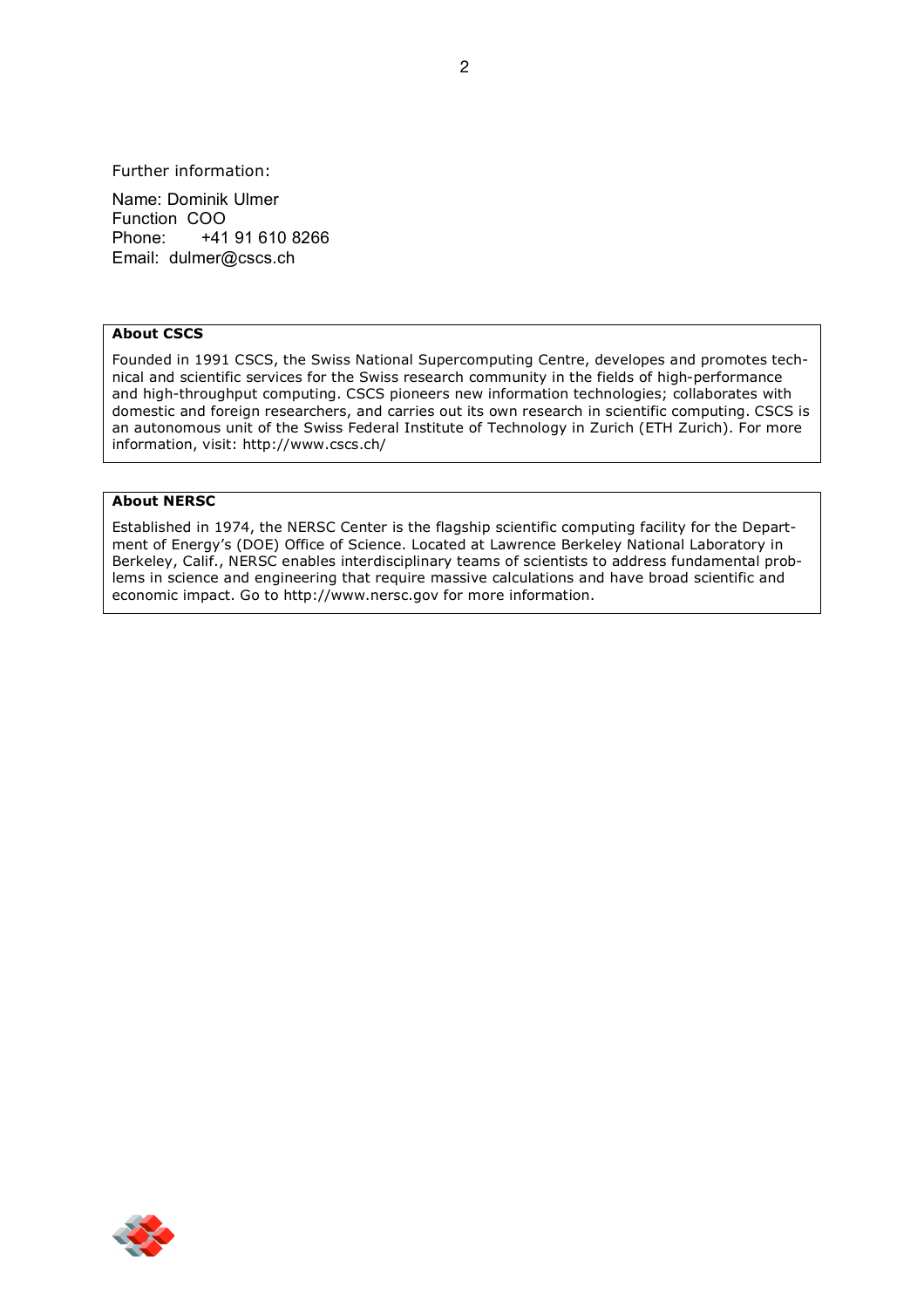Further information:

Name: Dominik Ulmer  
Function COO  
Phone: +41 91 610 8266  
Email: dulmer@cscs.ch

**About CSCS**

Founded in 1991 CSCS, the Swiss National Supercomputing Centre, developes and promotes technical and scientific services for the Swiss research community in the fields of high-performance and high-throughput computing. CSCS pioneers new information technologies; collaborates with domestic and foreign researchers, and carries out its own research in scientific computing. CSCS is an autonomous unit of the Swiss Federal Institute of Technology in Zurich (ETH Zurich). For more information, visit: http://www.cscs.ch/

**About NERSC**

Established in 1974, the NERSC Center is the flagship scientific computing facility for the Department of Energy's (DOE) Office of Science. Located at Lawrence Berkeley National Laboratory in Berkeley, Calif., NERSC enables interdisciplinary teams of scientists to address fundamental problems in science and engineering that require massive calculations and have broad scientific and economic impact. Go to http://www.nersc.gov for more information.